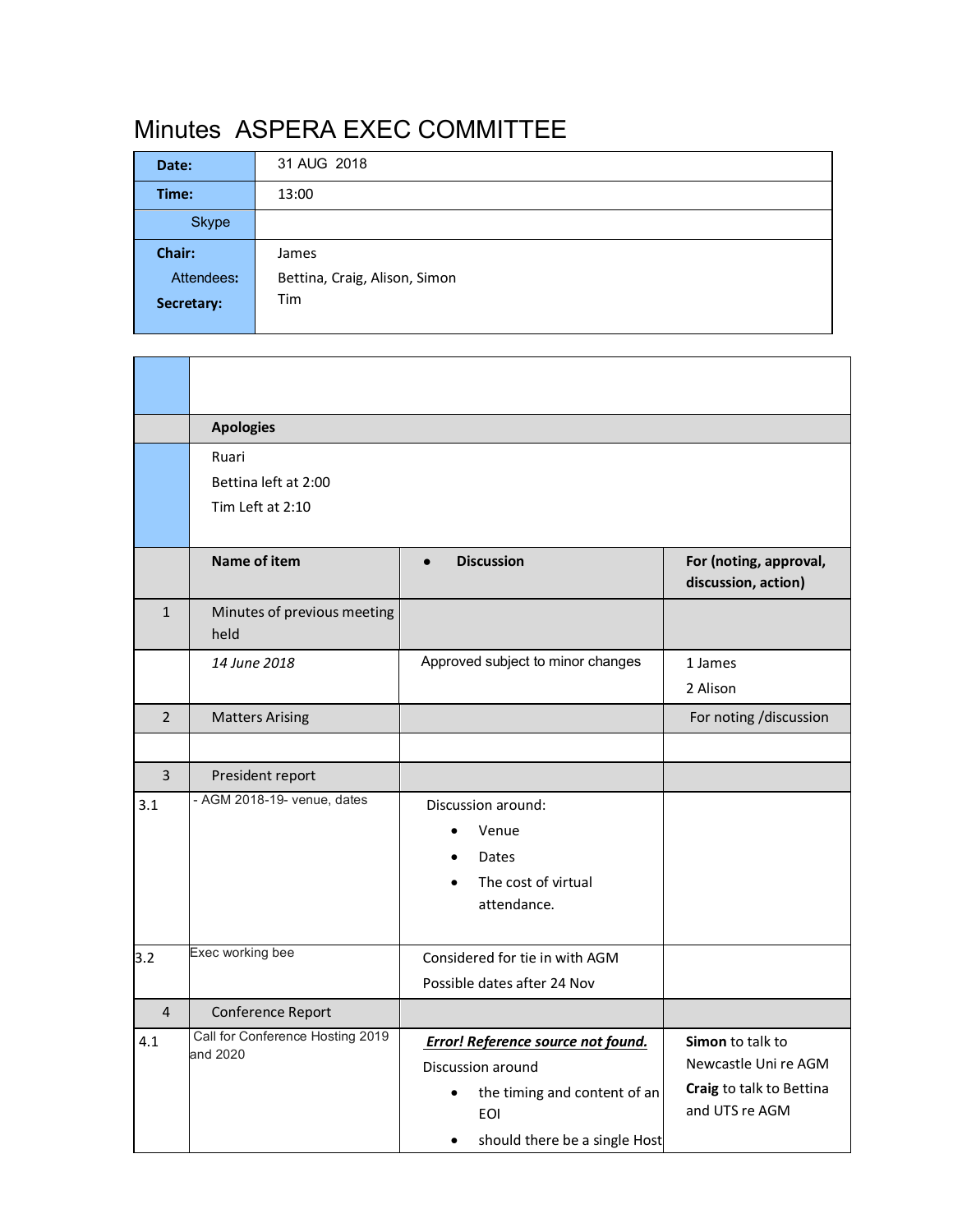# Minutes ASPERA EXEC COMMITTEE

| | |
|---|---|
| **Date:** | 31 AUG 2018 |
| **Time:** | 13:00 |
| Skype | |
| **Chair:** | James |
| Attendees: | Bettina, Craig, Alison, Simon |
| **Secretary:** | Tim |

| | | | |
|---|---|---|---|
| | | | |
| | **Apologies** | | |
| | Ruari<br>Bettina left at 2:00<br>Tim Left at 2:10 | | |
| | **Name of item** | • **Discussion** | **For (noting, approval, discussion, action)** |
| 1 | Minutes of previous meeting held | | |
| | *14 June 2018* | Approved subject to minor changes | 1 James<br>2 Alison |
| 2 | Matters Arising | | For noting /discussion |
| | | | |
| 3 | President report | | |
| 3.1 | - AGM 2018-19- venue, dates | Discussion around:<br>• Venue<br>• Dates<br>• The cost of virtual attendance. | |
| 3.2 | Exec working bee | Considered for tie in with AGM<br>Possible dates after 24 Nov | |
| 4 | Conference Report | | |
| 4.1 | Call for Conference Hosting 2019 and 2020 | ***Error! Reference source not found.***<br>Discussion around<br>• the timing and content of an EOI<br>• should there be a single Host | **Simon** to talk to Newcastle Uni re AGM<br>**Craig** to talk to Bettina and UTS re AGM |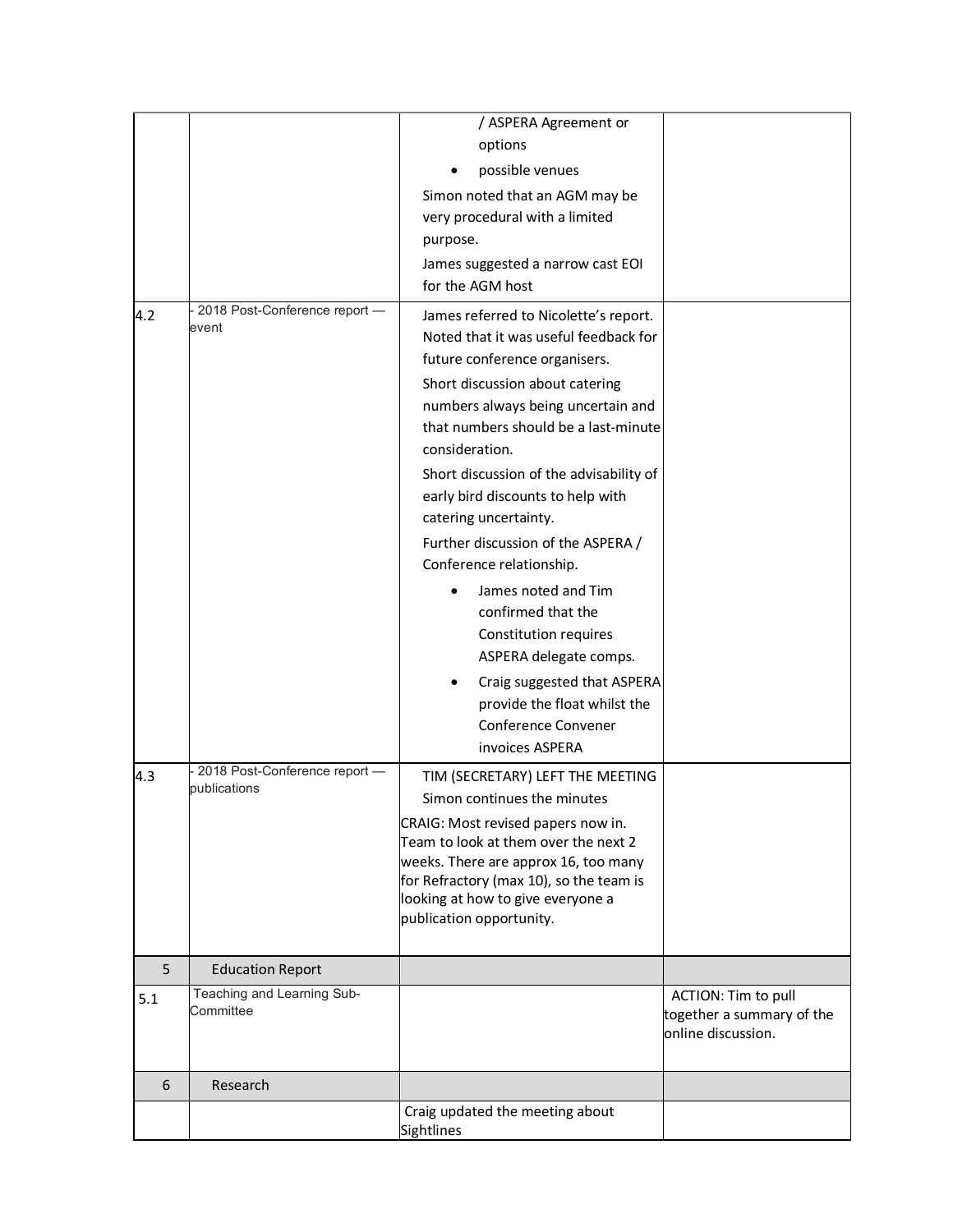| | | / ASPERA Agreement or options<br>• possible venues<br>Simon noted that an AGM may be very procedural with a limited purpose.<br>James suggested a narrow cast EOI for the AGM host | |
|---|---|---|---|
| 4.2 | - 2018 Post-Conference report — event | James referred to Nicolette's report. Noted that it was useful feedback for future conference organisers.<br>Short discussion about catering numbers always being uncertain and that numbers should be a last-minute consideration.<br>Short discussion of the advisability of early bird discounts to help with catering uncertainty.<br>Further discussion of the ASPERA / Conference relationship.<br>• James noted and Tim confirmed that the Constitution requires ASPERA delegate comps.<br>• Craig suggested that ASPERA provide the float whilst the Conference Convener invoices ASPERA | |
| 4.3 | - 2018 Post-Conference report — publications | TIM (SECRETARY) LEFT THE MEETING<br>Simon continues the minutes<br>CRAIG: Most revised papers now in. Team to look at them over the next 2 weeks. There are approx 16, too many for Refractory (max 10), so the team is looking at how to give everyone a publication opportunity. | |
| 5 | Education Report | | |
| 5.1 | Teaching and Learning Sub-Committee | | ACTION: Tim to pull together a summary of the online discussion. |
| 6 | Research | | |
| | | Craig updated the meeting about Sightlines | |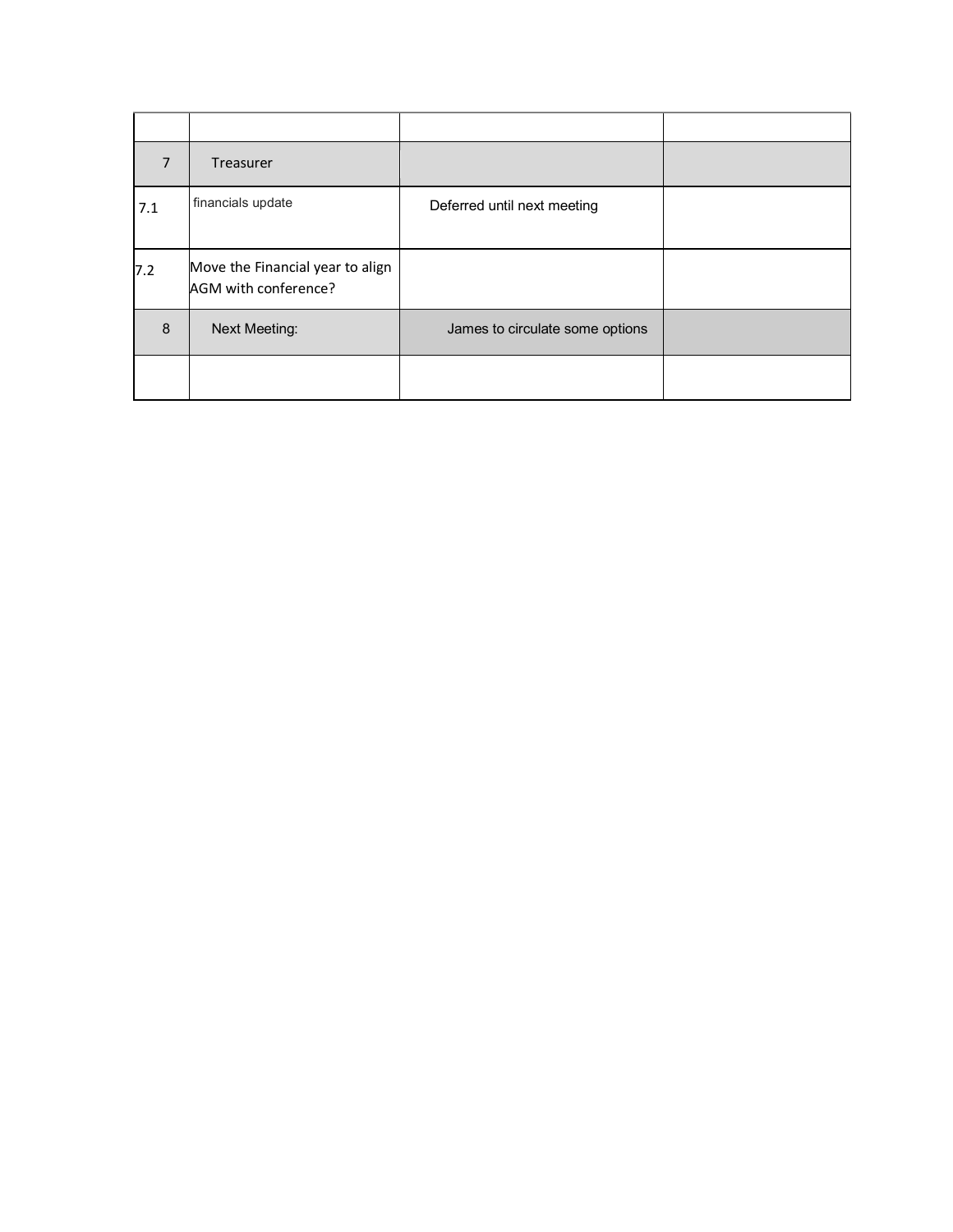| | | | |
|---|---|---|---|
| 7 | Treasurer | | |
| 7.1 | financials update | Deferred until next meeting | |
| 7.2 | Move the Financial year to align AGM with conference? | | |
| 8 | Next Meeting: | James to circulate some options | |
| | | | |